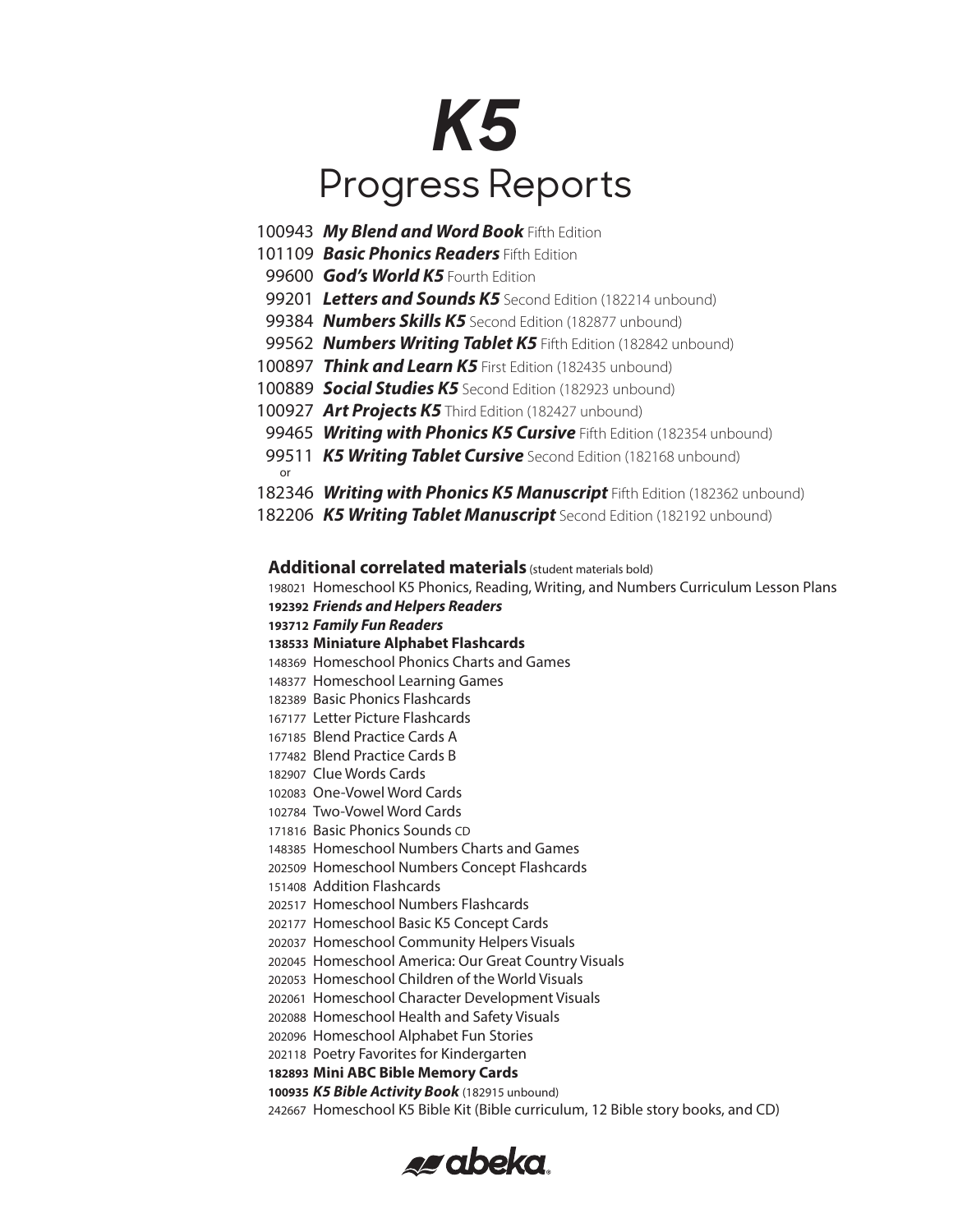# *K5*

## Progress Reports

100943 ***My Blend and Word Book*** Fifth Edition
101109 ***Basic Phonics Readers*** Fifth Edition
99600 ***God's World K5*** Fourth Edition
99201 ***Letters and Sounds K5*** Second Edition (182214 unbound)
99384 ***Numbers Skills K5*** Second Edition (182877 unbound)
99562 ***Numbers Writing Tablet K5*** Fifth Edition (182842 unbound)
100897 ***Think and Learn K5*** First Edition (182435 unbound)
100889 ***Social Studies K5*** Second Edition (182923 unbound)
100927 ***Art Projects K5*** Third Edition (182427 unbound)
99465 ***Writing with Phonics K5 Cursive*** Fifth Edition (182354 unbound)
99511 ***K5 Writing Tablet Cursive*** Second Edition (182168 unbound)
or
182346 ***Writing with Phonics K5 Manuscript*** Fifth Edition (182362 unbound)
182206 ***K5 Writing Tablet Manuscript*** Second Edition (182192 unbound)

**Additional correlated materials** (student materials bold)

198021 Homeschool K5 Phonics, Reading, Writing, and Numbers Curriculum Lesson Plans
**192392 *Friends and Helpers Readers***
**193712 *Family Fun Readers***
**138533 Miniature Alphabet Flashcards**
148369 Homeschool Phonics Charts and Games
148377 Homeschool Learning Games
182389 Basic Phonics Flashcards
167177 Letter Picture Flashcards
167185 Blend Practice Cards A
177482 Blend Practice Cards B
182907 Clue Words Cards
102083 One-Vowel Word Cards
102784 Two-Vowel Word Cards
171816 Basic Phonics Sounds CD
148385 Homeschool Numbers Charts and Games
202509 Homeschool Numbers Concept Flashcards
151408 Addition Flashcards
202517 Homeschool Numbers Flashcards
202177 Homeschool Basic K5 Concept Cards
202037 Homeschool Community Helpers Visuals
202045 Homeschool America: Our Great Country Visuals
202053 Homeschool Children of the World Visuals
202061 Homeschool Character Development Visuals
202088 Homeschool Health and Safety Visuals
202096 Homeschool Alphabet Fun Stories
202118 Poetry Favorites for Kindergarten
**182893 Mini ABC Bible Memory Cards**
**100935 *K5 Bible Activity Book*** (182915 unbound)
242667 Homeschool K5 Bible Kit (Bible curriculum, 12 Bible story books, and CD)

abeka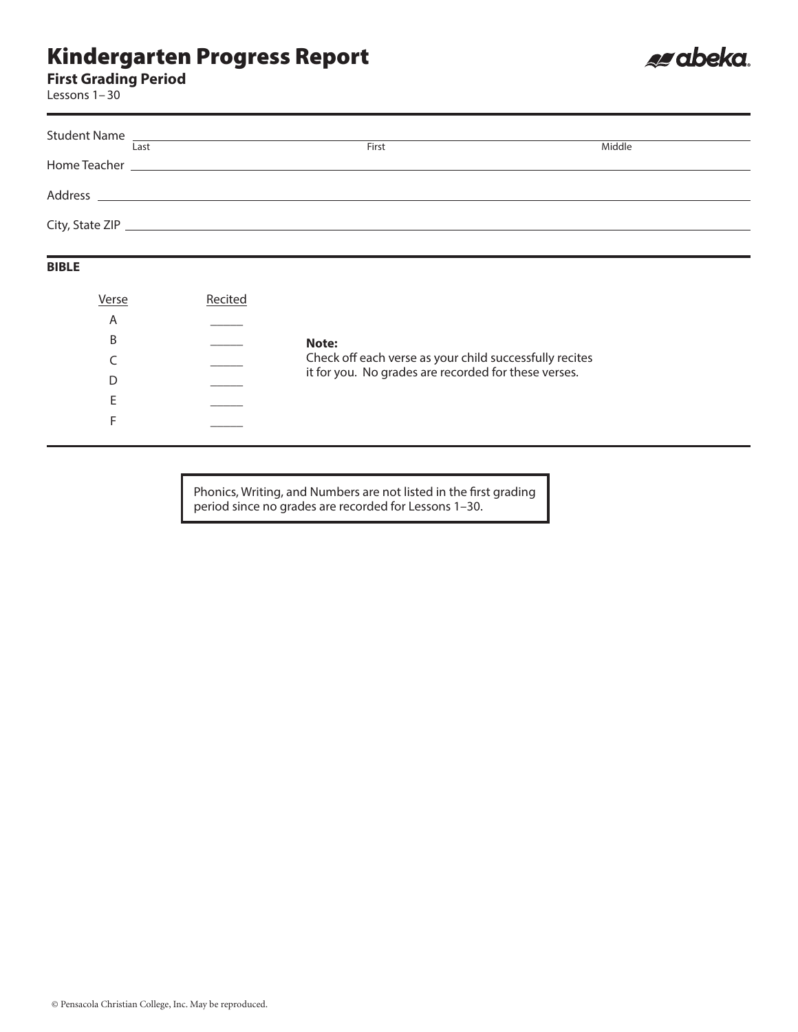# Kindergarten Progress Report

abeka

## First Grading Period

Lessons 1–30

Student Name ______________________________________________
Last First Middle

Home Teacher ______________________________________________

Address ______________________________________________

City, State ZIP ______________________________________________

## BIBLE

| Verse | Recited |
|---|---|
| A | _____ |
| B | _____ |
| C | _____ |
| D | _____ |
| E | _____ |
| F | _____ |

**Note:**
Check off each verse as your child successfully recites it for you. No grades are recorded for these verses.

Phonics, Writing, and Numbers are not listed in the first grading period since no grades are recorded for Lessons 1–30.

© Pensacola Christian College, Inc. May be reproduced.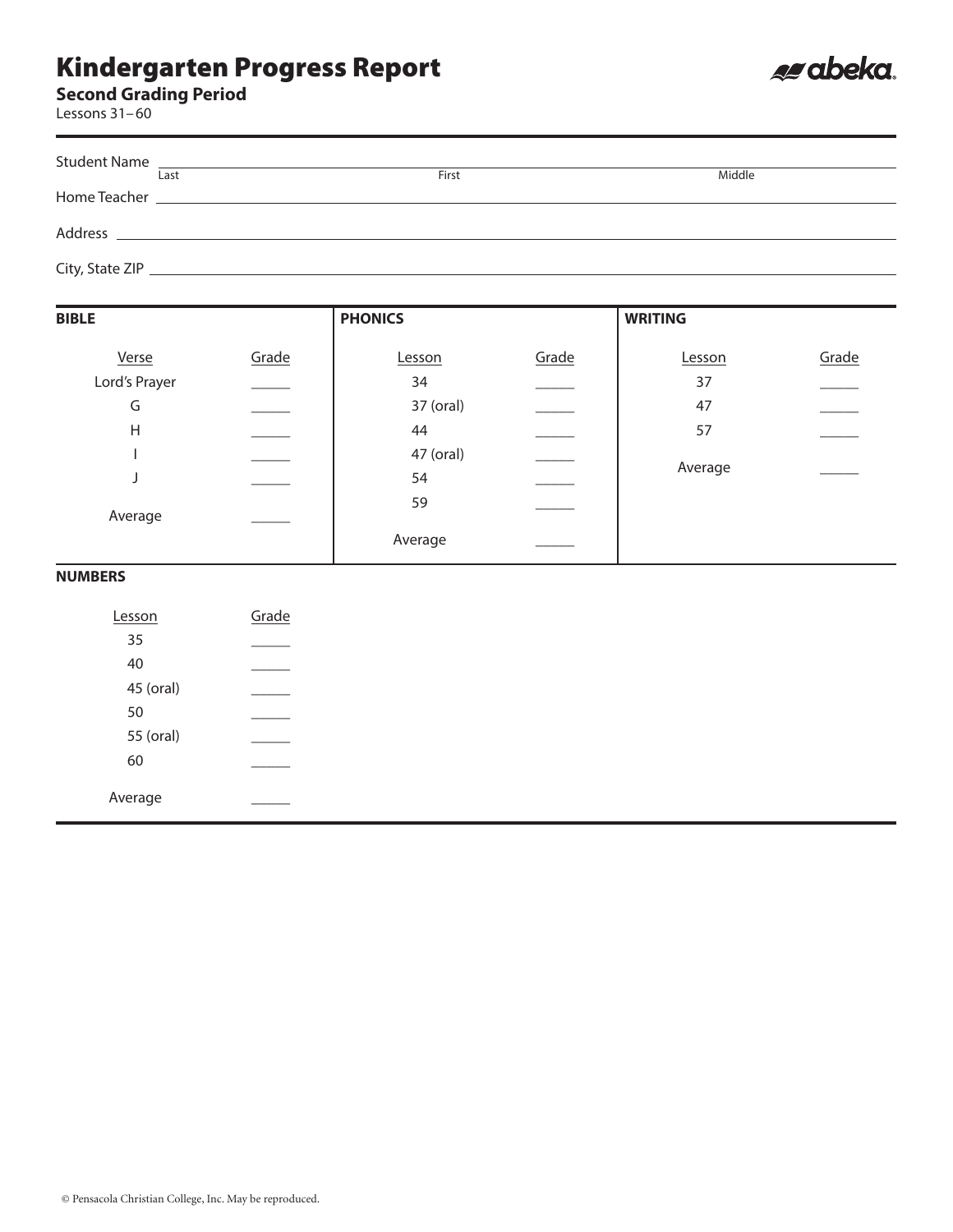# Kindergarten Progress Report

**Second Grading Period**

Lessons 31–60

Student Name ______________________________________________
Last — First — Middle

Home Teacher ______________________________________________

Address ______________________________________________

City, State ZIP ______________________________________________

**BIBLE**

| Verse | Grade |
|---|---|
| Lord's Prayer | _____ |
| G | _____ |
| H | _____ |
| I | _____ |
| J | _____ |
| Average | _____ |

**PHONICS**

| Lesson | Grade |
|---|---|
| 34 | _____ |
| 37 (oral) | _____ |
| 44 | _____ |
| 47 (oral) | _____ |
| 54 | _____ |
| 59 | _____ |
| Average | _____ |

**WRITING**

| Lesson | Grade |
|---|---|
| 37 | _____ |
| 47 | _____ |
| 57 | _____ |
| Average | _____ |

**NUMBERS**

| Lesson | Grade |
|---|---|
| 35 | _____ |
| 40 | _____ |
| 45 (oral) | _____ |
| 50 | _____ |
| 55 (oral) | _____ |
| 60 | _____ |
| Average | _____ |

© Pensacola Christian College, Inc. May be reproduced.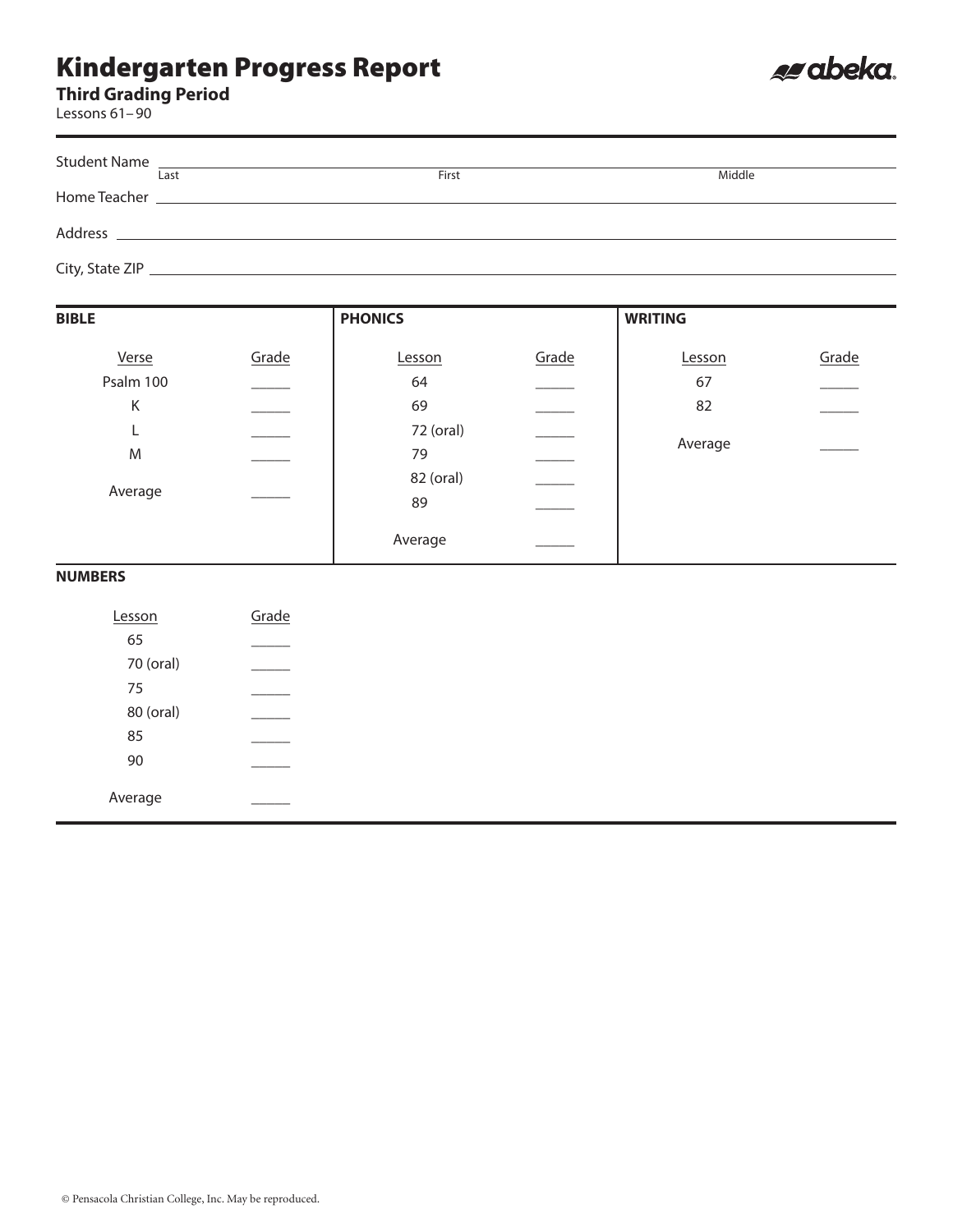# Kindergarten Progress Report

abeka

**Third Grading Period**

Lessons 61–90

Student Name ______________________________________________
Last First Middle

Home Teacher ______________________________________________

Address ______________________________________________

City, State ZIP ______________________________________________

**BIBLE**

| Verse | Grade |
|---|---|
| Psalm 100 | _____ |
| K | _____ |
| L | _____ |
| M | _____ |
| Average | _____ |

**PHONICS**

| Lesson | Grade |
|---|---|
| 64 | _____ |
| 69 | _____ |
| 72 (oral) | _____ |
| 79 | _____ |
| 82 (oral) | _____ |
| 89 | _____ |
| Average | _____ |

**WRITING**

| Lesson | Grade |
|---|---|
| 67 | _____ |
| 82 | _____ |
| Average | _____ |

**NUMBERS**

| Lesson | Grade |
|---|---|
| 65 | _____ |
| 70 (oral) | _____ |
| 75 | _____ |
| 80 (oral) | _____ |
| 85 | _____ |
| 90 | _____ |
| Average | _____ |

© Pensacola Christian College, Inc. May be reproduced.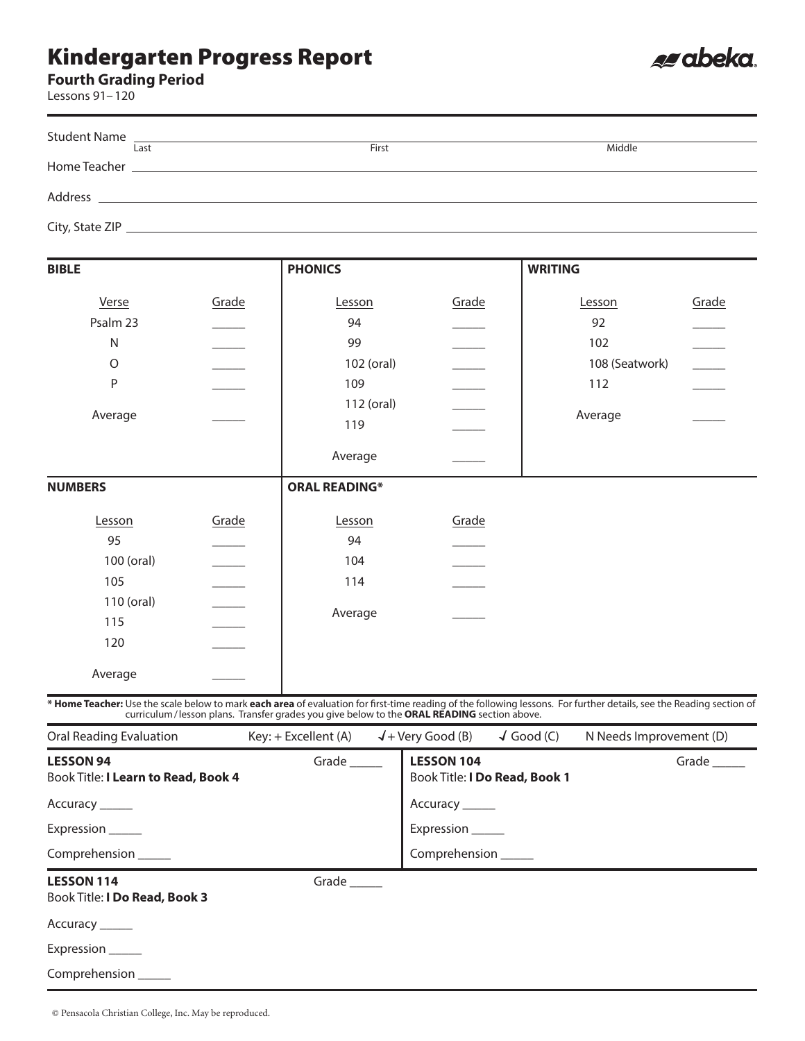# Kindergarten Progress Report

**Fourth Grading Period**

Lessons 91– 120

abeka

Student Name ______________________________________________
Last First Middle

Home Teacher ______________________________________________

Address ______________________________________________

City, State ZIP ______________________________________________

**BIBLE**

| Verse | Grade |
|---|---|
| Psalm 23 | _____ |
| N | _____ |
| O | _____ |
| P | _____ |
| Average | _____ |

**PHONICS**

| Lesson | Grade |
|---|---|
| 94 | _____ |
| 99 | _____ |
| 102 (oral) | _____ |
| 109 | _____ |
| 112 (oral) | _____ |
| 119 | _____ |
| Average | _____ |

**WRITING**

| Lesson | Grade |
|---|---|
| 92 | _____ |
| 102 | _____ |
| 108 (Seatwork) | _____ |
| 112 | _____ |
| Average | _____ |

**NUMBERS**

| Lesson | Grade |
|---|---|
| 95 | _____ |
| 100 (oral) | _____ |
| 105 | _____ |
| 110 (oral) | _____ |
| 115 | _____ |
| 120 | _____ |
| Average | _____ |

**ORAL READING***

| Lesson | Grade |
|---|---|
| 94 | _____ |
| 104 | _____ |
| 114 | _____ |
| Average | _____ |

* **Home Teacher:** Use the scale below to mark **each area** of evaluation for first-time reading of the following lessons. For further details, see the Reading section of curriculum / lesson plans. Transfer grades you give below to the **ORAL READING** section above.

Oral Reading Evaluation — Key: + Excellent (A) ✓+ Very Good (B) ✓ Good (C) N Needs Improvement (D)

**LESSON 94** Grade _____
Book Title: **I Learn to Read, Book 4**

Accuracy _____

Expression _____

Comprehension _____

**LESSON 104** Grade _____
Book Title: **I Do Read, Book 1**

Accuracy _____

Expression _____

Comprehension _____

**LESSON 114** Grade _____
Book Title: **I Do Read, Book 3**

Accuracy _____

Expression _____

Comprehension _____

© Pensacola Christian College, Inc. May be reproduced.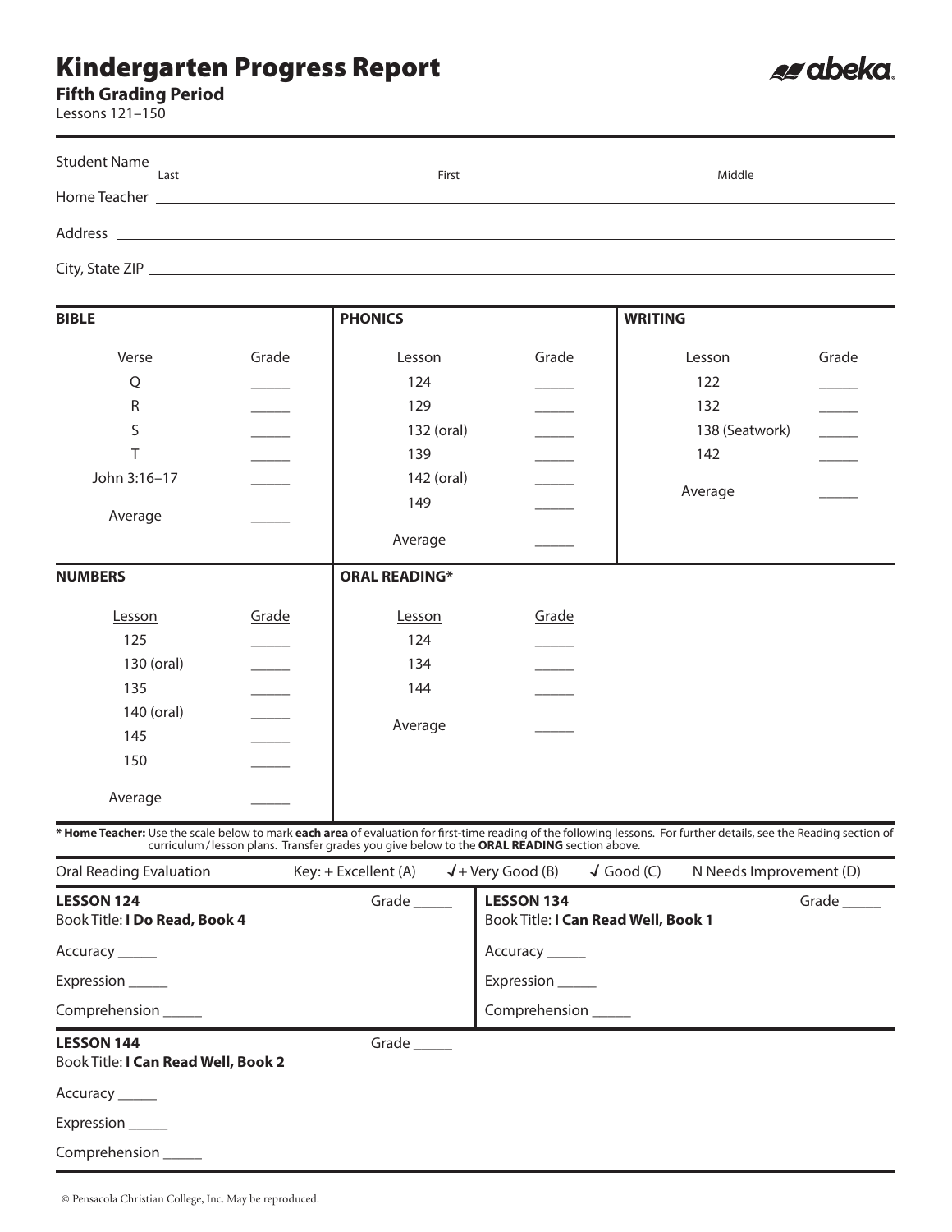# Kindergarten Progress Report

**Fifth Grading Period**

Lessons 121–150

abeka

Student Name ______________________ (Last) ______________________ (First) ______________________ (Middle)

Home Teacher ______________________

Address ______________________

City, State ZIP ______________________

## BIBLE

| Verse | Grade |
|---|---|
| Q | _____ |
| R | _____ |
| S | _____ |
| T | _____ |
| John 3:16–17 | _____ |
| Average | _____ |

## PHONICS

| Lesson | Grade |
|---|---|
| 124 | _____ |
| 129 | _____ |
| 132 (oral) | _____ |
| 139 | _____ |
| 142 (oral) | _____ |
| 149 | _____ |
| Average | _____ |

## WRITING

| Lesson | Grade |
|---|---|
| 122 | _____ |
| 132 | _____ |
| 138 (Seatwork) | _____ |
| 142 | _____ |
| Average | _____ |

## NUMBERS

| Lesson | Grade |
|---|---|
| 125 | _____ |
| 130 (oral) | _____ |
| 135 | _____ |
| 140 (oral) | _____ |
| 145 | _____ |
| 150 | _____ |
| Average | _____ |

## ORAL READING*

| Lesson | Grade |
|---|---|
| 124 | _____ |
| 134 | _____ |
| 144 | _____ |
| Average | _____ |

* **Home Teacher:** Use the scale below to mark **each area** of evaluation for first-time reading of the following lessons. For further details, see the Reading section of curriculum/lesson plans. Transfer grades you give below to the **ORAL READING** section above.

Oral Reading Evaluation — Key: + Excellent (A) √+ Very Good (B) √ Good (C) N Needs Improvement (D)

**LESSON 124** Grade _____
Book Title: **I Do Read, Book 4**

Accuracy _____

Expression _____

Comprehension _____

**LESSON 134** Grade _____
Book Title: **I Can Read Well, Book 1**

Accuracy _____

Expression _____

Comprehension _____

**LESSON 144** Grade _____
Book Title: **I Can Read Well, Book 2**

Accuracy _____

Expression _____

Comprehension _____

© Pensacola Christian College, Inc. May be reproduced.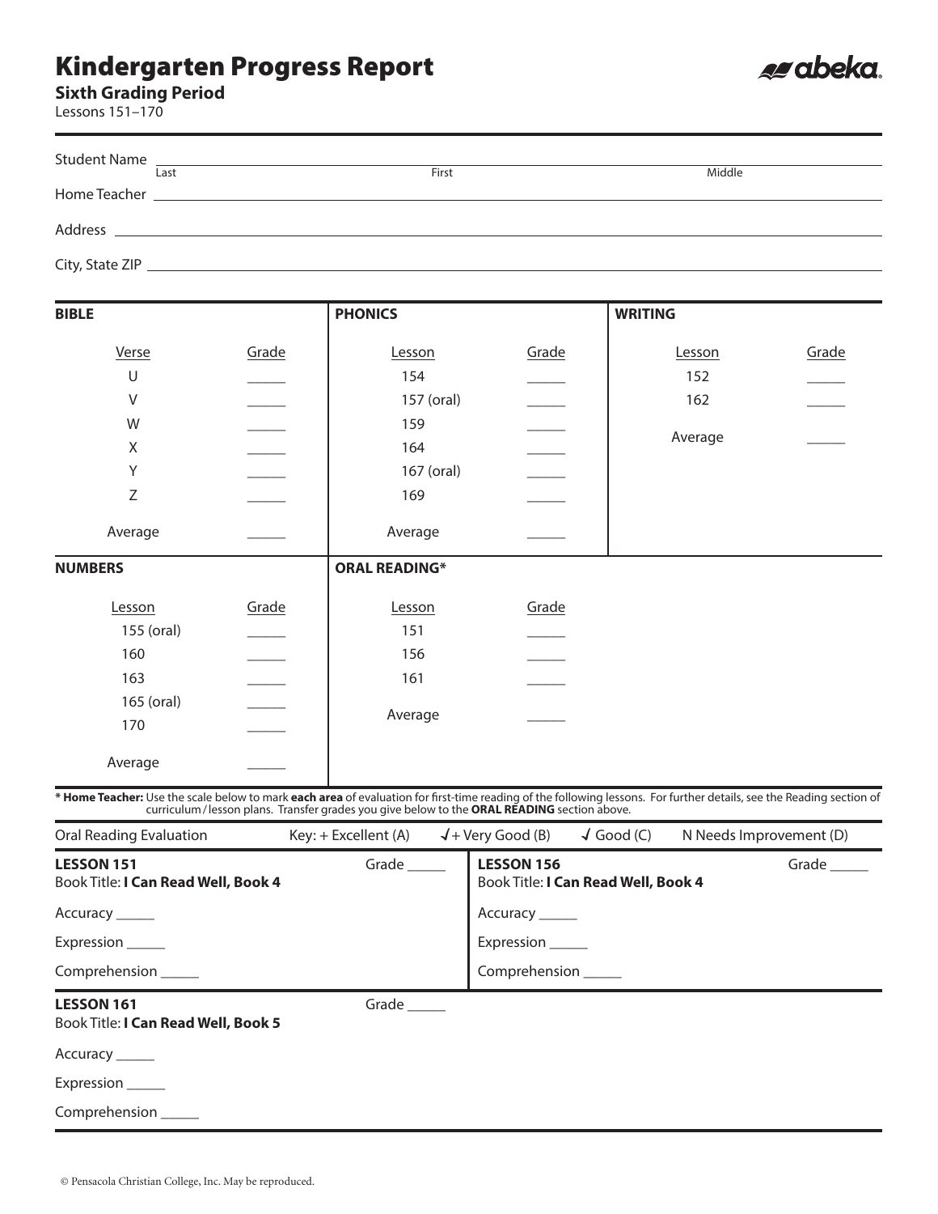# Kindergarten Progress Report

abeka

**Sixth Grading Period**

Lessons 151–170

Student Name ______________________________________________
Last First Middle

Home Teacher ______________________________________________

Address ______________________________________________

City, State ZIP ______________________________________________

## BIBLE

| Verse | Grade |
|---|---|
| U | _____ |
| V | _____ |
| W | _____ |
| X | _____ |
| Y | _____ |
| Z | _____ |
| Average | _____ |

## PHONICS

| Lesson | Grade |
|---|---|
| 154 | _____ |
| 157 (oral) | _____ |
| 159 | _____ |
| 164 | _____ |
| 167 (oral) | _____ |
| 169 | _____ |
| Average | _____ |

## WRITING

| Lesson | Grade |
|---|---|
| 152 | _____ |
| 162 | _____ |
| Average | _____ |

## NUMBERS

| Lesson | Grade |
|---|---|
| 155 (oral) | _____ |
| 160 | _____ |
| 163 | _____ |
| 165 (oral) | _____ |
| 170 | _____ |
| Average | _____ |

## ORAL READING*

| Lesson | Grade |
|---|---|
| 151 | _____ |
| 156 | _____ |
| 161 | _____ |
| Average | _____ |

**\* Home Teacher:** Use the scale below to mark **each area** of evaluation for first-time reading of the following lessons. For further details, see the Reading section of curriculum/lesson plans. Transfer grades you give below to the **ORAL READING** section above.

Oral Reading Evaluation — Key: + Excellent (A) ✓+ Very Good (B) ✓ Good (C) N Needs Improvement (D)

**LESSON 151** Grade _____
Book Title: **I Can Read Well, Book 4**

Accuracy _____

Expression _____

Comprehension _____

**LESSON 156** Grade _____
Book Title: **I Can Read Well, Book 4**

Accuracy _____

Expression _____

Comprehension _____

**LESSON 161** Grade _____
Book Title: **I Can Read Well, Book 5**

Accuracy _____

Expression _____

Comprehension _____

© Pensacola Christian College, Inc. May be reproduced.